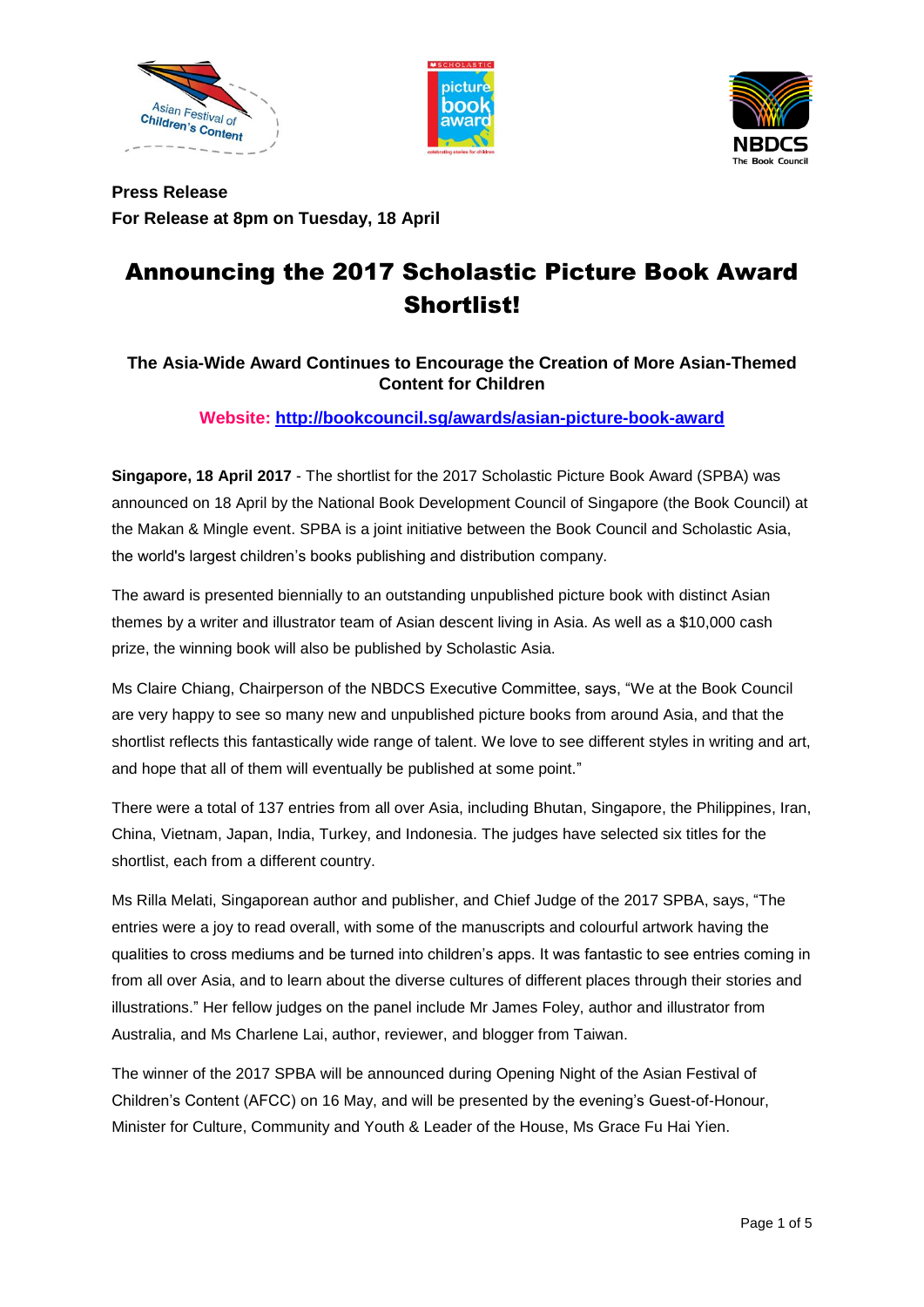**Press Release**
**For Release at 8pm on Tuesday, 18 April**

# Announcing the 2017 Scholastic Picture Book Award Shortlist!

### The Asia-Wide Award Continues to Encourage the Creation of More Asian-Themed Content for Children

**Website: http://bookcouncil.sg/awards/asian-picture-book-award**

**Singapore, 18 April 2017** - The shortlist for the 2017 Scholastic Picture Book Award (SPBA) was announced on 18 April by the National Book Development Council of Singapore (the Book Council) at the Makan & Mingle event. SPBA is a joint initiative between the Book Council and Scholastic Asia, the world's largest children's books publishing and distribution company.

The award is presented biennially to an outstanding unpublished picture book with distinct Asian themes by a writer and illustrator team of Asian descent living in Asia. As well as a $10,000 cash prize, the winning book will also be published by Scholastic Asia.

Ms Claire Chiang, Chairperson of the NBDCS Executive Committee, says, "We at the Book Council are very happy to see so many new and unpublished picture books from around Asia, and that the shortlist reflects this fantastically wide range of talent. We love to see different styles in writing and art, and hope that all of them will eventually be published at some point."

There were a total of 137 entries from all over Asia, including Bhutan, Singapore, the Philippines, Iran, China, Vietnam, Japan, India, Turkey, and Indonesia. The judges have selected six titles for the shortlist, each from a different country.

Ms Rilla Melati, Singaporean author and publisher, and Chief Judge of the 2017 SPBA, says, "The entries were a joy to read overall, with some of the manuscripts and colourful artwork having the qualities to cross mediums and be turned into children's apps. It was fantastic to see entries coming in from all over Asia, and to learn about the diverse cultures of different places through their stories and illustrations." Her fellow judges on the panel include Mr James Foley, author and illustrator from Australia, and Ms Charlene Lai, author, reviewer, and blogger from Taiwan.

The winner of the 2017 SPBA will be announced during Opening Night of the Asian Festival of Children's Content (AFCC) on 16 May, and will be presented by the evening's Guest-of-Honour, Minister for Culture, Community and Youth & Leader of the House, Ms Grace Fu Hai Yien.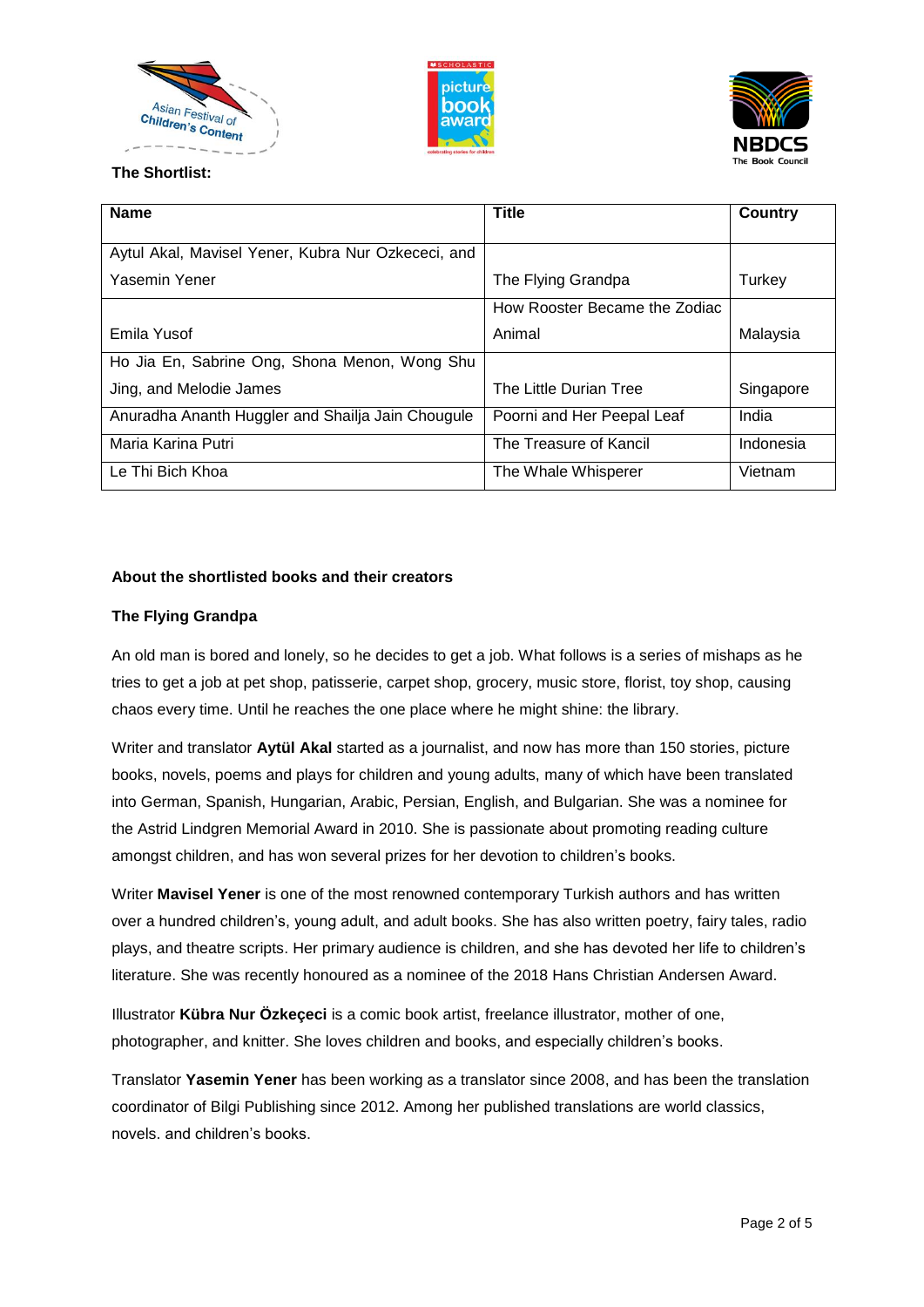**The Shortlist:**

| Name | Title | Country |
|---|---|---|
| Aytul Akal, Mavisel Yener, Kubra Nur Ozkececi, and Yasemin Yener | The Flying Grandpa | Turkey |
| Emila Yusof | How Rooster Became the Zodiac Animal | Malaysia |
| Ho Jia En, Sabrine Ong, Shona Menon, Wong Shu Jing, and Melodie James | The Little Durian Tree | Singapore |
| Anuradha Ananth Huggler and Shailja Jain Chougule | Poorni and Her Peepal Leaf | India |
| Maria Karina Putri | The Treasure of Kancil | Indonesia |
| Le Thi Bich Khoa | The Whale Whisperer | Vietnam |

**About the shortlisted books and their creators**

**The Flying Grandpa**

An old man is bored and lonely, so he decides to get a job. What follows is a series of mishaps as he tries to get a job at pet shop, patisserie, carpet shop, grocery, music store, florist, toy shop, causing chaos every time. Until he reaches the one place where he might shine: the library.

Writer and translator **Aytül Akal** started as a journalist, and now has more than 150 stories, picture books, novels, poems and plays for children and young adults, many of which have been translated into German, Spanish, Hungarian, Arabic, Persian, English, and Bulgarian. She was a nominee for the Astrid Lindgren Memorial Award in 2010. She is passionate about promoting reading culture amongst children, and has won several prizes for her devotion to children's books.

Writer **Mavisel Yener** is one of the most renowned contemporary Turkish authors and has written over a hundred children's, young adult, and adult books. She has also written poetry, fairy tales, radio plays, and theatre scripts. Her primary audience is children, and she has devoted her life to children's literature. She was recently honoured as a nominee of the 2018 Hans Christian Andersen Award.

Illustrator **Kübra Nur Özkeçeci** is a comic book artist, freelance illustrator, mother of one, photographer, and knitter. She loves children and books, and especially children's books.

Translator **Yasemin Yener** has been working as a translator since 2008, and has been the translation coordinator of Bilgi Publishing since 2012. Among her published translations are world classics, novels. and children's books.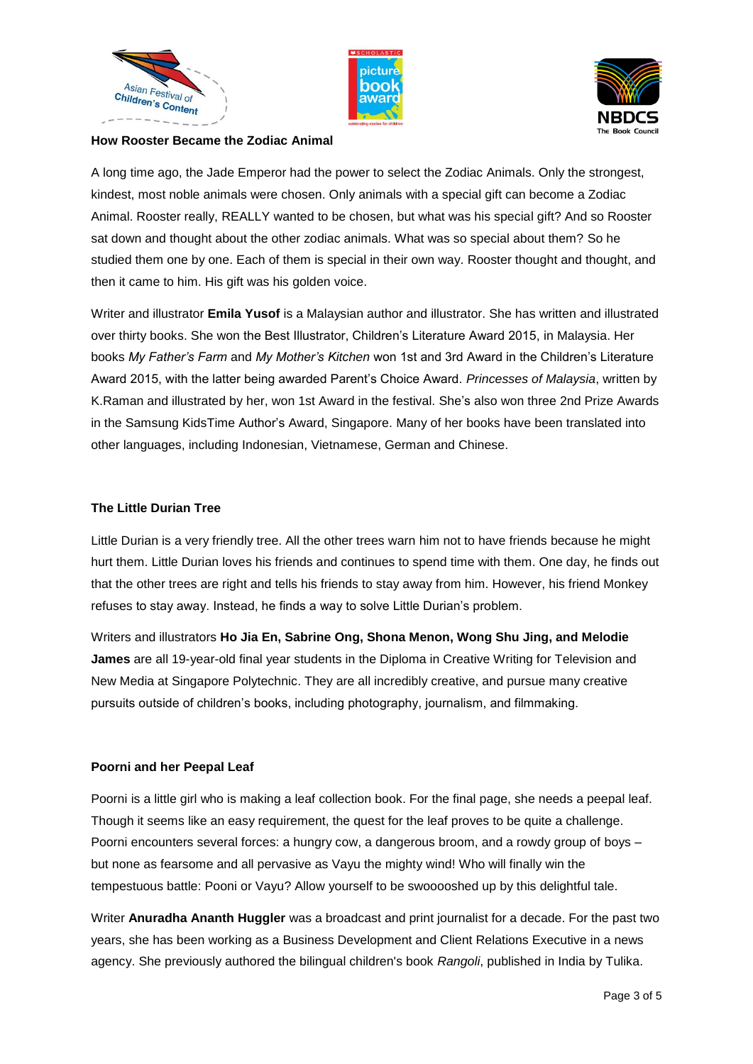**How Rooster Became the Zodiac Animal**

A long time ago, the Jade Emperor had the power to select the Zodiac Animals. Only the strongest, kindest, most noble animals were chosen. Only animals with a special gift can become a Zodiac Animal. Rooster really, REALLY wanted to be chosen, but what was his special gift? And so Rooster sat down and thought about the other zodiac animals. What was so special about them? So he studied them one by one. Each of them is special in their own way. Rooster thought and thought, and then it came to him. His gift was his golden voice.

Writer and illustrator **Emila Yusof** is a Malaysian author and illustrator. She has written and illustrated over thirty books. She won the Best Illustrator, Children's Literature Award 2015, in Malaysia. Her books *My Father's Farm* and *My Mother's Kitchen* won 1st and 3rd Award in the Children's Literature Award 2015, with the latter being awarded Parent's Choice Award. *Princesses of Malaysia*, written by K.Raman and illustrated by her, won 1st Award in the festival. She's also won three 2nd Prize Awards in the Samsung KidsTime Author's Award, Singapore. Many of her books have been translated into other languages, including Indonesian, Vietnamese, German and Chinese.

**The Little Durian Tree**

Little Durian is a very friendly tree. All the other trees warn him not to have friends because he might hurt them. Little Durian loves his friends and continues to spend time with them. One day, he finds out that the other trees are right and tells his friends to stay away from him. However, his friend Monkey refuses to stay away. Instead, he finds a way to solve Little Durian's problem.

Writers and illustrators **Ho Jia En, Sabrine Ong, Shona Menon, Wong Shu Jing, and Melodie James** are all 19-year-old final year students in the Diploma in Creative Writing for Television and New Media at Singapore Polytechnic. They are all incredibly creative, and pursue many creative pursuits outside of children's books, including photography, journalism, and filmmaking.

**Poorni and her Peepal Leaf**

Poorni is a little girl who is making a leaf collection book. For the final page, she needs a peepal leaf. Though it seems like an easy requirement, the quest for the leaf proves to be quite a challenge. Poorni encounters several forces: a hungry cow, a dangerous broom, and a rowdy group of boys – but none as fearsome and all pervasive as Vayu the mighty wind! Who will finally win the tempestuous battle: Pooni or Vayu? Allow yourself to be swooooshed up by this delightful tale.

Writer **Anuradha Ananth Huggler** was a broadcast and print journalist for a decade. For the past two years, she has been working as a Business Development and Client Relations Executive in a news agency. She previously authored the bilingual children's book *Rangoli*, published in India by Tulika.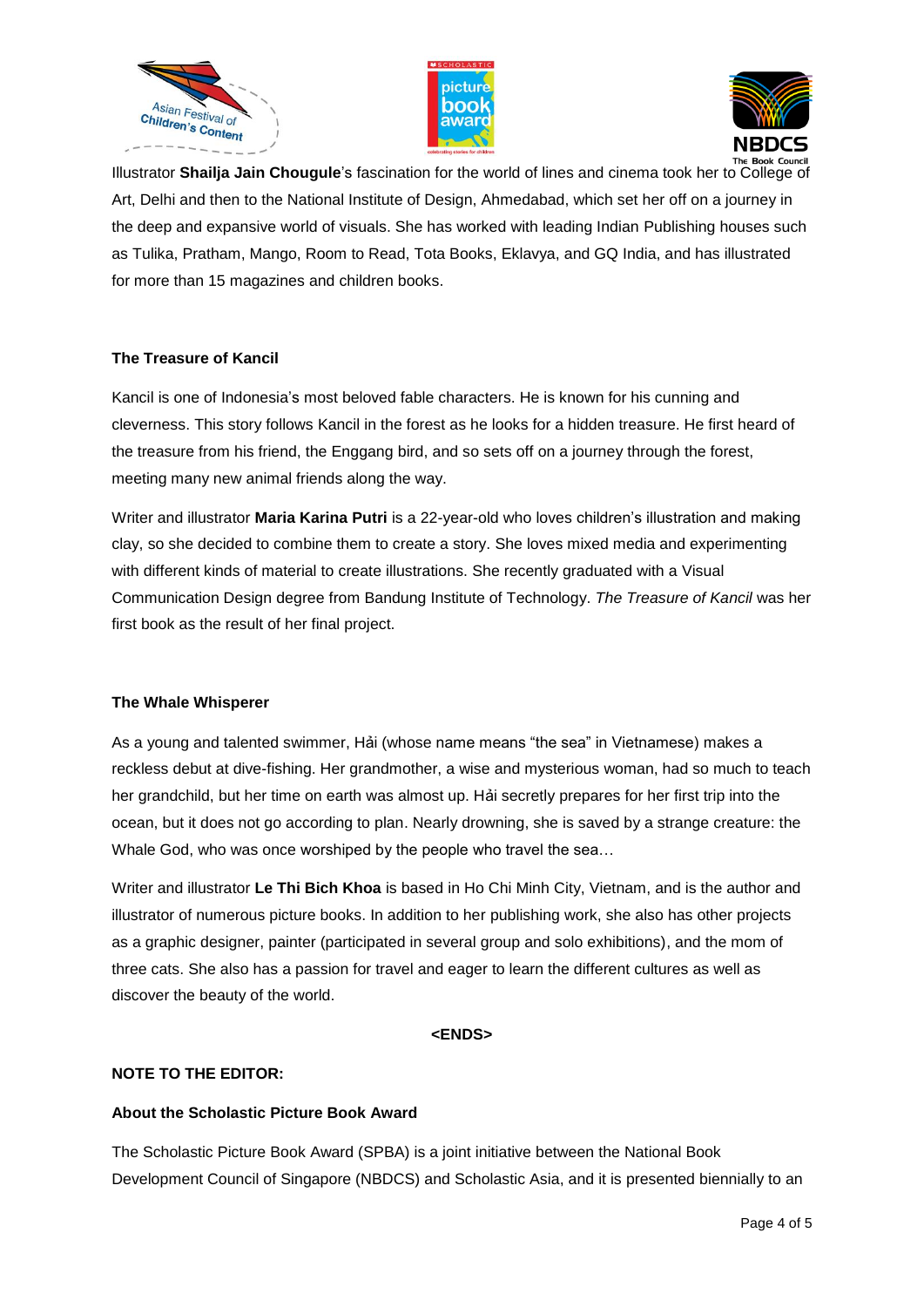Illustrator **Shailja Jain Chougule**'s fascination for the world of lines and cinema took her to College of Art, Delhi and then to the National Institute of Design, Ahmedabad, which set her off on a journey in the deep and expansive world of visuals. She has worked with leading Indian Publishing houses such as Tulika, Pratham, Mango, Room to Read, Tota Books, Eklavya, and GQ India, and has illustrated for more than 15 magazines and children books.

**The Treasure of Kancil**

Kancil is one of Indonesia's most beloved fable characters. He is known for his cunning and cleverness. This story follows Kancil in the forest as he looks for a hidden treasure. He first heard of the treasure from his friend, the Enggang bird, and so sets off on a journey through the forest, meeting many new animal friends along the way.

Writer and illustrator **Maria Karina Putri** is a 22-year-old who loves children's illustration and making clay, so she decided to combine them to create a story. She loves mixed media and experimenting with different kinds of material to create illustrations. She recently graduated with a Visual Communication Design degree from Bandung Institute of Technology. *The Treasure of Kancil* was her first book as the result of her final project.

**The Whale Whisperer**

As a young and talented swimmer, Hải (whose name means "the sea" in Vietnamese) makes a reckless debut at dive-fishing. Her grandmother, a wise and mysterious woman, had so much to teach her grandchild, but her time on earth was almost up. Hải secretly prepares for her first trip into the ocean, but it does not go according to plan. Nearly drowning, she is saved by a strange creature: the Whale God, who was once worshiped by the people who travel the sea…

Writer and illustrator **Le Thi Bich Khoa** is based in Ho Chi Minh City, Vietnam, and is the author and illustrator of numerous picture books. In addition to her publishing work, she also has other projects as a graphic designer, painter (participated in several group and solo exhibitions), and the mom of three cats. She also has a passion for travel and eager to learn the different cultures as well as discover the beauty of the world.

**<ENDS>**

**NOTE TO THE EDITOR:**

**About the Scholastic Picture Book Award**

The Scholastic Picture Book Award (SPBA) is a joint initiative between the National Book Development Council of Singapore (NBDCS) and Scholastic Asia, and it is presented biennially to an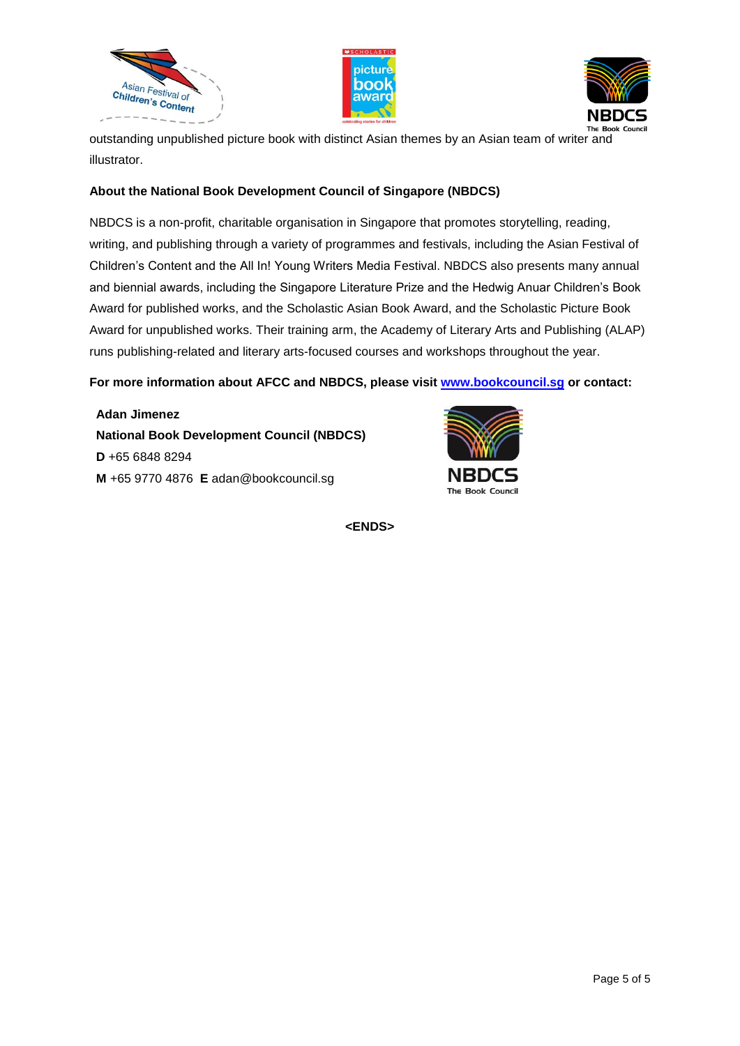outstanding unpublished picture book with distinct Asian themes by an Asian team of writer and illustrator.

**About the National Book Development Council of Singapore (NBDCS)**

NBDCS is a non-profit, charitable organisation in Singapore that promotes storytelling, reading, writing, and publishing through a variety of programmes and festivals, including the Asian Festival of Children's Content and the All In! Young Writers Media Festival. NBDCS also presents many annual and biennial awards, including the Singapore Literature Prize and the Hedwig Anuar Children's Book Award for published works, and the Scholastic Asian Book Award, and the Scholastic Picture Book Award for unpublished works. Their training arm, the Academy of Literary Arts and Publishing (ALAP) runs publishing-related and literary arts-focused courses and workshops throughout the year.

**For more information about AFCC and NBDCS, please visit [www.bookcouncil.sg](http://www.bookcouncil.sg) or contact:**

**Adan Jimenez**
**National Book Development Council (NBDCS)**
**D** +65 6848 8294
**M** +65 9770 4876 **E** adan@bookcouncil.sg

**<ENDS>**